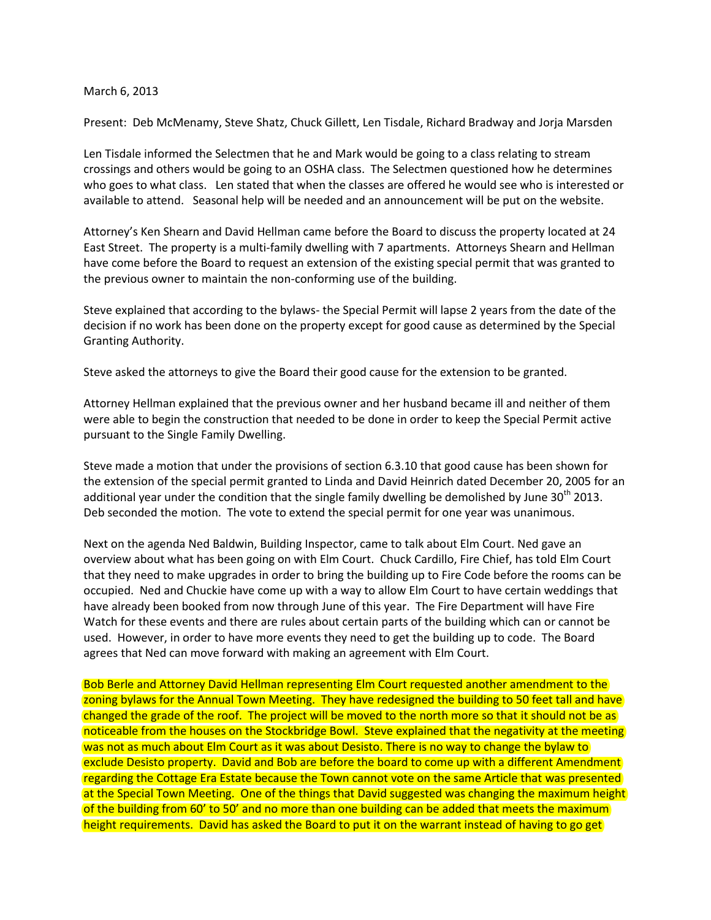March 6, 2013

Present: Deb McMenamy, Steve Shatz, Chuck Gillett, Len Tisdale, Richard Bradway and Jorja Marsden

Len Tisdale informed the Selectmen that he and Mark would be going to a class relating to stream crossings and others would be going to an OSHA class. The Selectmen questioned how he determines who goes to what class. Len stated that when the classes are offered he would see who is interested or available to attend. Seasonal help will be needed and an announcement will be put on the website.

Attorney's Ken Shearn and David Hellman came before the Board to discuss the property located at 24 East Street. The property is a multi-family dwelling with 7 apartments. Attorneys Shearn and Hellman have come before the Board to request an extension of the existing special permit that was granted to the previous owner to maintain the non-conforming use of the building.

Steve explained that according to the bylaws- the Special Permit will lapse 2 years from the date of the decision if no work has been done on the property except for good cause as determined by the Special Granting Authority.

Steve asked the attorneys to give the Board their good cause for the extension to be granted.

Attorney Hellman explained that the previous owner and her husband became ill and neither of them were able to begin the construction that needed to be done in order to keep the Special Permit active pursuant to the Single Family Dwelling.

Steve made a motion that under the provisions of section 6.3.10 that good cause has been shown for the extension of the special permit granted to Linda and David Heinrich dated December 20, 2005 for an additional year under the condition that the single family dwelling be demolished by June 30th 2013. Deb seconded the motion. The vote to extend the special permit for one year was unanimous.

Next on the agenda Ned Baldwin, Building Inspector, came to talk about Elm Court. Ned gave an overview about what has been going on with Elm Court. Chuck Cardillo, Fire Chief, has told Elm Court that they need to make upgrades in order to bring the building up to Fire Code before the rooms can be occupied. Ned and Chuckie have come up with a way to allow Elm Court to have certain weddings that have already been booked from now through June of this year. The Fire Department will have Fire Watch for these events and there are rules about certain parts of the building which can or cannot be used. However, in order to have more events they need to get the building up to code. The Board agrees that Ned can move forward with making an agreement with Elm Court.

Bob Berle and Attorney David Hellman representing Elm Court requested another amendment to the zoning bylaws for the Annual Town Meeting. They have redesigned the building to 50 feet tall and have changed the grade of the roof. The project will be moved to the north more so that it should not be as noticeable from the houses on the Stockbridge Bowl. Steve explained that the negativity at the meeting was not as much about Elm Court as it was about Desisto. There is no way to change the bylaw to exclude Desisto property. David and Bob are before the board to come up with a different Amendment regarding the Cottage Era Estate because the Town cannot vote on the same Article that was presented at the Special Town Meeting. One of the things that David suggested was changing the maximum height of the building from 60' to 50' and no more than one building can be added that meets the maximum height requirements. David has asked the Board to put it on the warrant instead of having to go get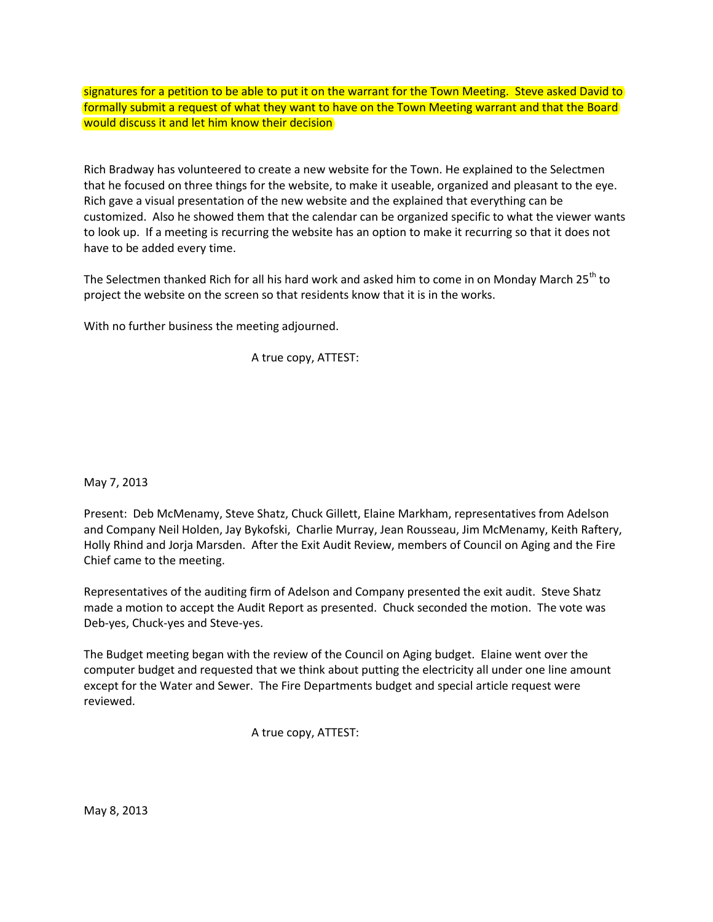signatures for a petition to be able to put it on the warrant for the Town Meeting. Steve asked David to formally submit a request of what they want to have on the Town Meeting warrant and that the Board would discuss it and let him know their decision

Rich Bradway has volunteered to create a new website for the Town. He explained to the Selectmen that he focused on three things for the website, to make it useable, organized and pleasant to the eye. Rich gave a visual presentation of the new website and the explained that everything can be customized. Also he showed them that the calendar can be organized specific to what the viewer wants to look up. If a meeting is recurring the website has an option to make it recurring so that it does not have to be added every time.

The Selectmen thanked Rich for all his hard work and asked him to come in on Monday March 25th to project the website on the screen so that residents know that it is in the works.

With no further business the meeting adjourned.

A true copy, ATTEST:

May 7, 2013

Present: Deb McMenamy, Steve Shatz, Chuck Gillett, Elaine Markham, representatives from Adelson and Company Neil Holden, Jay Bykofski, Charlie Murray, Jean Rousseau, Jim McMenamy, Keith Raftery, Holly Rhind and Jorja Marsden. After the Exit Audit Review, members of Council on Aging and the Fire Chief came to the meeting.

Representatives of the auditing firm of Adelson and Company presented the exit audit. Steve Shatz made a motion to accept the Audit Report as presented. Chuck seconded the motion. The vote was Deb-yes, Chuck-yes and Steve-yes.

The Budget meeting began with the review of the Council on Aging budget. Elaine went over the computer budget and requested that we think about putting the electricity all under one line amount except for the Water and Sewer. The Fire Departments budget and special article request were reviewed.

A true copy, ATTEST:

May 8, 2013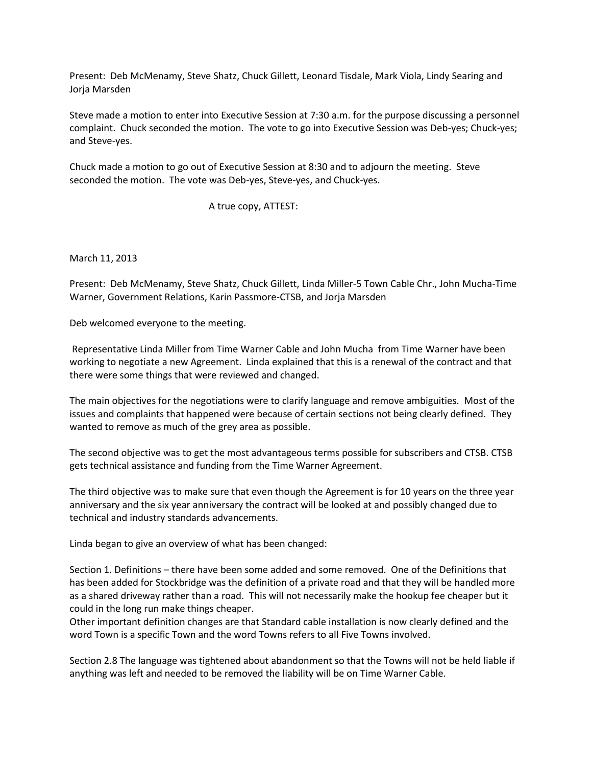Present: Deb McMenamy, Steve Shatz, Chuck Gillett, Leonard Tisdale, Mark Viola, Lindy Searing and Jorja Marsden

Steve made a motion to enter into Executive Session at 7:30 a.m. for the purpose discussing a personnel complaint. Chuck seconded the motion. The vote to go into Executive Session was Deb-yes; Chuck-yes; and Steve-yes.

Chuck made a motion to go out of Executive Session at 8:30 and to adjourn the meeting. Steve seconded the motion. The vote was Deb-yes, Steve-yes, and Chuck-yes.

A true copy, ATTEST:

March 11, 2013

Present: Deb McMenamy, Steve Shatz, Chuck Gillett, Linda Miller-5 Town Cable Chr., John Mucha-Time Warner, Government Relations, Karin Passmore-CTSB, and Jorja Marsden

Deb welcomed everyone to the meeting.

Representative Linda Miller from Time Warner Cable and John Mucha from Time Warner have been working to negotiate a new Agreement. Linda explained that this is a renewal of the contract and that there were some things that were reviewed and changed.

The main objectives for the negotiations were to clarify language and remove ambiguities. Most of the issues and complaints that happened were because of certain sections not being clearly defined. They wanted to remove as much of the grey area as possible.

The second objective was to get the most advantageous terms possible for subscribers and CTSB. CTSB gets technical assistance and funding from the Time Warner Agreement.

The third objective was to make sure that even though the Agreement is for 10 years on the three year anniversary and the six year anniversary the contract will be looked at and possibly changed due to technical and industry standards advancements.

Linda began to give an overview of what has been changed:

Section 1. Definitions – there have been some added and some removed. One of the Definitions that has been added for Stockbridge was the definition of a private road and that they will be handled more as a shared driveway rather than a road. This will not necessarily make the hookup fee cheaper but it could in the long run make things cheaper.
Other important definition changes are that Standard cable installation is now clearly defined and the word Town is a specific Town and the word Towns refers to all Five Towns involved.

Section 2.8 The language was tightened about abandonment so that the Towns will not be held liable if anything was left and needed to be removed the liability will be on Time Warner Cable.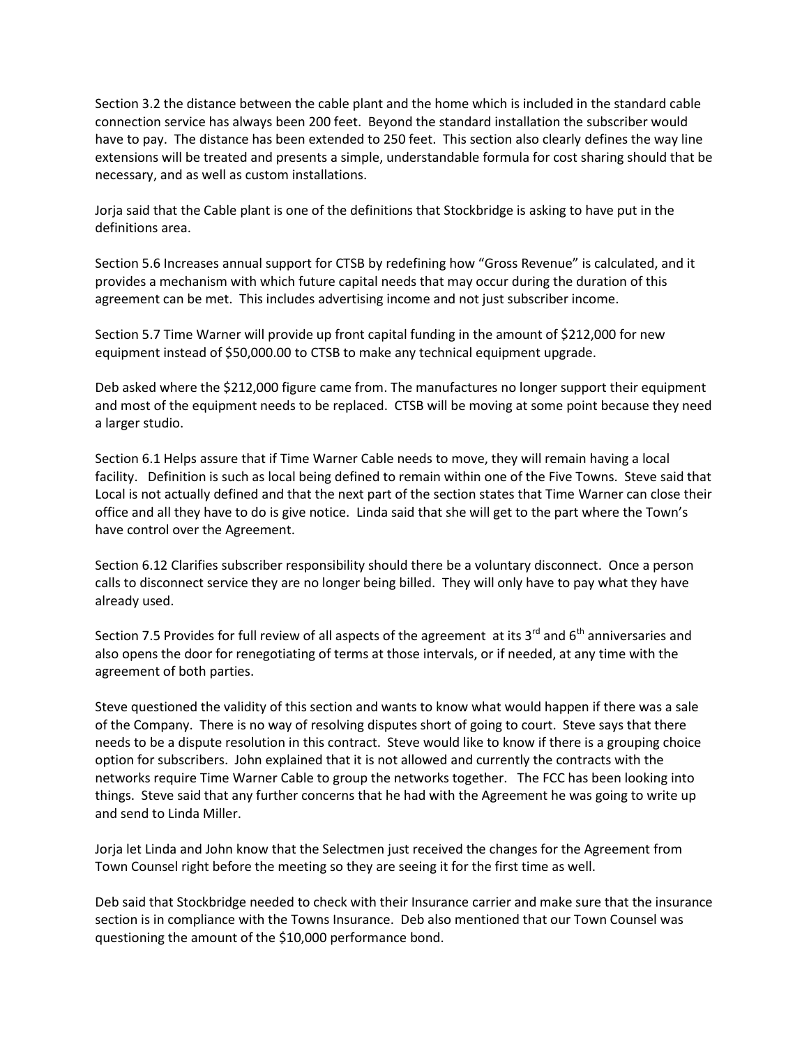Section 3.2 the distance between the cable plant and the home which is included in the standard cable connection service has always been 200 feet. Beyond the standard installation the subscriber would have to pay. The distance has been extended to 250 feet. This section also clearly defines the way line extensions will be treated and presents a simple, understandable formula for cost sharing should that be necessary, and as well as custom installations.

Jorja said that the Cable plant is one of the definitions that Stockbridge is asking to have put in the definitions area.

Section 5.6 Increases annual support for CTSB by redefining how "Gross Revenue" is calculated, and it provides a mechanism with which future capital needs that may occur during the duration of this agreement can be met. This includes advertising income and not just subscriber income.

Section 5.7 Time Warner will provide up front capital funding in the amount of $212,000 for new equipment instead of $50,000.00 to CTSB to make any technical equipment upgrade.

Deb asked where the $212,000 figure came from. The manufactures no longer support their equipment and most of the equipment needs to be replaced. CTSB will be moving at some point because they need a larger studio.

Section 6.1 Helps assure that if Time Warner Cable needs to move, they will remain having a local facility. Definition is such as local being defined to remain within one of the Five Towns. Steve said that Local is not actually defined and that the next part of the section states that Time Warner can close their office and all they have to do is give notice. Linda said that she will get to the part where the Town's have control over the Agreement.

Section 6.12 Clarifies subscriber responsibility should there be a voluntary disconnect. Once a person calls to disconnect service they are no longer being billed. They will only have to pay what they have already used.

Section 7.5 Provides for full review of all aspects of the agreement at its 3rd and 6th anniversaries and also opens the door for renegotiating of terms at those intervals, or if needed, at any time with the agreement of both parties.

Steve questioned the validity of this section and wants to know what would happen if there was a sale of the Company. There is no way of resolving disputes short of going to court. Steve says that there needs to be a dispute resolution in this contract. Steve would like to know if there is a grouping choice option for subscribers. John explained that it is not allowed and currently the contracts with the networks require Time Warner Cable to group the networks together. The FCC has been looking into things. Steve said that any further concerns that he had with the Agreement he was going to write up and send to Linda Miller.

Jorja let Linda and John know that the Selectmen just received the changes for the Agreement from Town Counsel right before the meeting so they are seeing it for the first time as well.

Deb said that Stockbridge needed to check with their Insurance carrier and make sure that the insurance section is in compliance with the Towns Insurance. Deb also mentioned that our Town Counsel was questioning the amount of the $10,000 performance bond.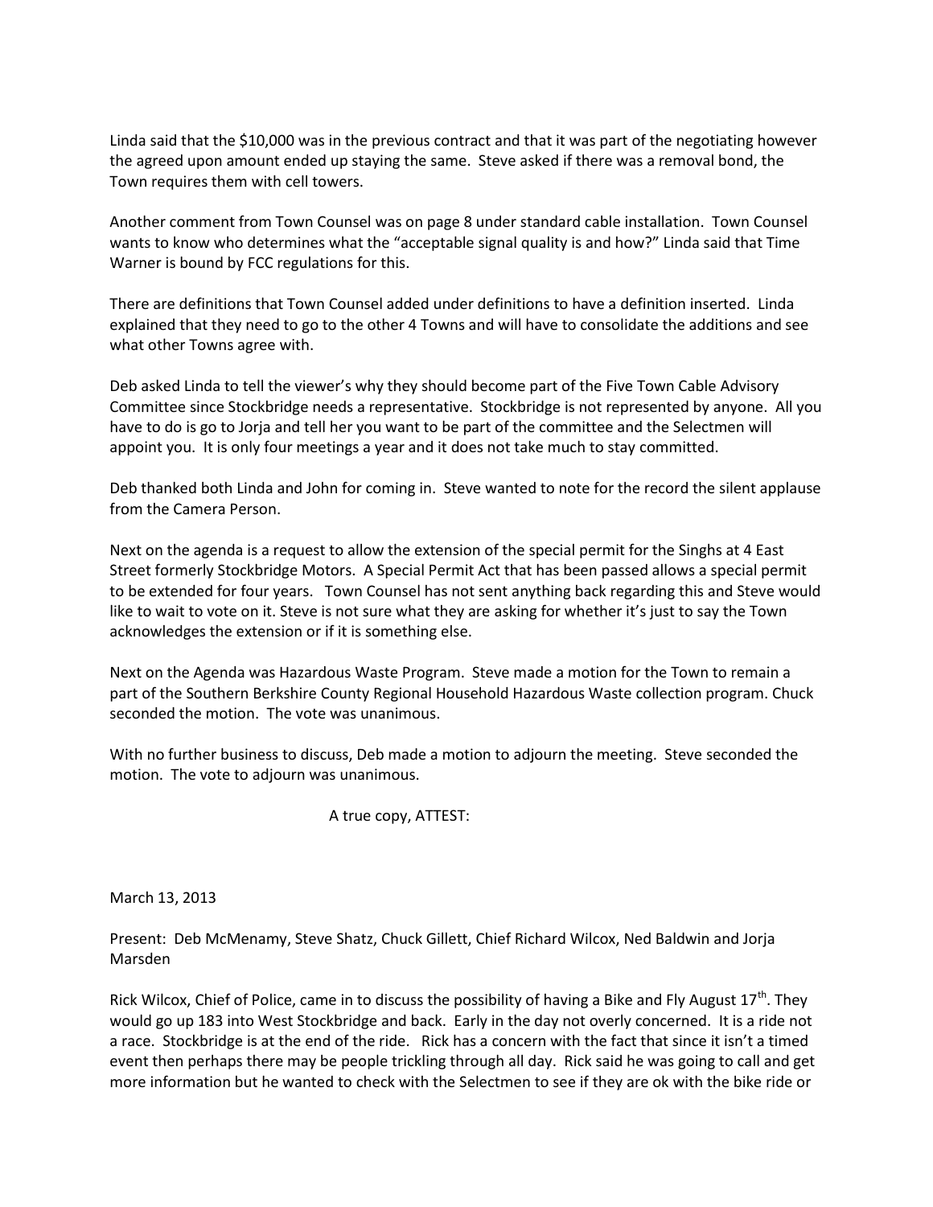Linda said that the $10,000 was in the previous contract and that it was part of the negotiating however the agreed upon amount ended up staying the same. Steve asked if there was a removal bond, the Town requires them with cell towers.

Another comment from Town Counsel was on page 8 under standard cable installation. Town Counsel wants to know who determines what the "acceptable signal quality is and how?" Linda said that Time Warner is bound by FCC regulations for this.

There are definitions that Town Counsel added under definitions to have a definition inserted. Linda explained that they need to go to the other 4 Towns and will have to consolidate the additions and see what other Towns agree with.

Deb asked Linda to tell the viewer's why they should become part of the Five Town Cable Advisory Committee since Stockbridge needs a representative. Stockbridge is not represented by anyone. All you have to do is go to Jorja and tell her you want to be part of the committee and the Selectmen will appoint you. It is only four meetings a year and it does not take much to stay committed.

Deb thanked both Linda and John for coming in. Steve wanted to note for the record the silent applause from the Camera Person.

Next on the agenda is a request to allow the extension of the special permit for the Singhs at 4 East Street formerly Stockbridge Motors. A Special Permit Act that has been passed allows a special permit to be extended for four years. Town Counsel has not sent anything back regarding this and Steve would like to wait to vote on it. Steve is not sure what they are asking for whether it's just to say the Town acknowledges the extension or if it is something else.

Next on the Agenda was Hazardous Waste Program. Steve made a motion for the Town to remain a part of the Southern Berkshire County Regional Household Hazardous Waste collection program. Chuck seconded the motion. The vote was unanimous.

With no further business to discuss, Deb made a motion to adjourn the meeting. Steve seconded the motion. The vote to adjourn was unanimous.

A true copy, ATTEST:

March 13, 2013

Present: Deb McMenamy, Steve Shatz, Chuck Gillett, Chief Richard Wilcox, Ned Baldwin and Jorja Marsden

Rick Wilcox, Chief of Police, came in to discuss the possibility of having a Bike and Fly August 17th. They would go up 183 into West Stockbridge and back. Early in the day not overly concerned. It is a ride not a race. Stockbridge is at the end of the ride. Rick has a concern with the fact that since it isn't a timed event then perhaps there may be people trickling through all day. Rick said he was going to call and get more information but he wanted to check with the Selectmen to see if they are ok with the bike ride or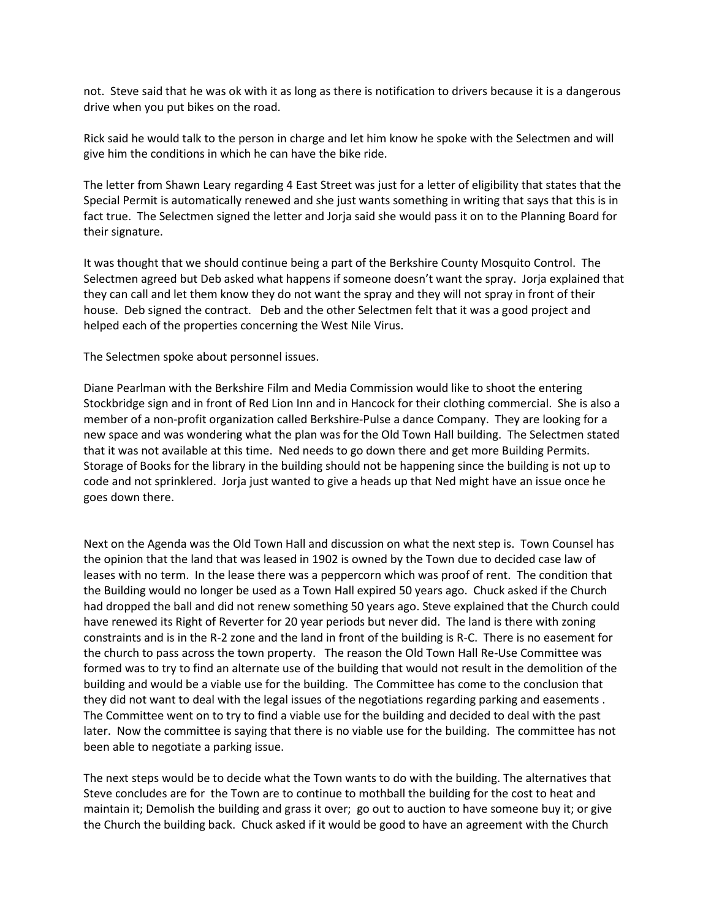not. Steve said that he was ok with it as long as there is notification to drivers because it is a dangerous drive when you put bikes on the road.

Rick said he would talk to the person in charge and let him know he spoke with the Selectmen and will give him the conditions in which he can have the bike ride.

The letter from Shawn Leary regarding 4 East Street was just for a letter of eligibility that states that the Special Permit is automatically renewed and she just wants something in writing that says that this is in fact true. The Selectmen signed the letter and Jorja said she would pass it on to the Planning Board for their signature.

It was thought that we should continue being a part of the Berkshire County Mosquito Control. The Selectmen agreed but Deb asked what happens if someone doesn't want the spray. Jorja explained that they can call and let them know they do not want the spray and they will not spray in front of their house. Deb signed the contract. Deb and the other Selectmen felt that it was a good project and helped each of the properties concerning the West Nile Virus.

The Selectmen spoke about personnel issues.

Diane Pearlman with the Berkshire Film and Media Commission would like to shoot the entering Stockbridge sign and in front of Red Lion Inn and in Hancock for their clothing commercial. She is also a member of a non-profit organization called Berkshire-Pulse a dance Company. They are looking for a new space and was wondering what the plan was for the Old Town Hall building. The Selectmen stated that it was not available at this time. Ned needs to go down there and get more Building Permits. Storage of Books for the library in the building should not be happening since the building is not up to code and not sprinklered. Jorja just wanted to give a heads up that Ned might have an issue once he goes down there.

Next on the Agenda was the Old Town Hall and discussion on what the next step is. Town Counsel has the opinion that the land that was leased in 1902 is owned by the Town due to decided case law of leases with no term. In the lease there was a peppercorn which was proof of rent. The condition that the Building would no longer be used as a Town Hall expired 50 years ago. Chuck asked if the Church had dropped the ball and did not renew something 50 years ago. Steve explained that the Church could have renewed its Right of Reverter for 20 year periods but never did. The land is there with zoning constraints and is in the R-2 zone and the land in front of the building is R-C. There is no easement for the church to pass across the town property. The reason the Old Town Hall Re-Use Committee was formed was to try to find an alternate use of the building that would not result in the demolition of the building and would be a viable use for the building. The Committee has come to the conclusion that they did not want to deal with the legal issues of the negotiations regarding parking and easements . The Committee went on to try to find a viable use for the building and decided to deal with the past later. Now the committee is saying that there is no viable use for the building. The committee has not been able to negotiate a parking issue.

The next steps would be to decide what the Town wants to do with the building. The alternatives that Steve concludes are for the Town are to continue to mothball the building for the cost to heat and maintain it; Demolish the building and grass it over; go out to auction to have someone buy it; or give the Church the building back. Chuck asked if it would be good to have an agreement with the Church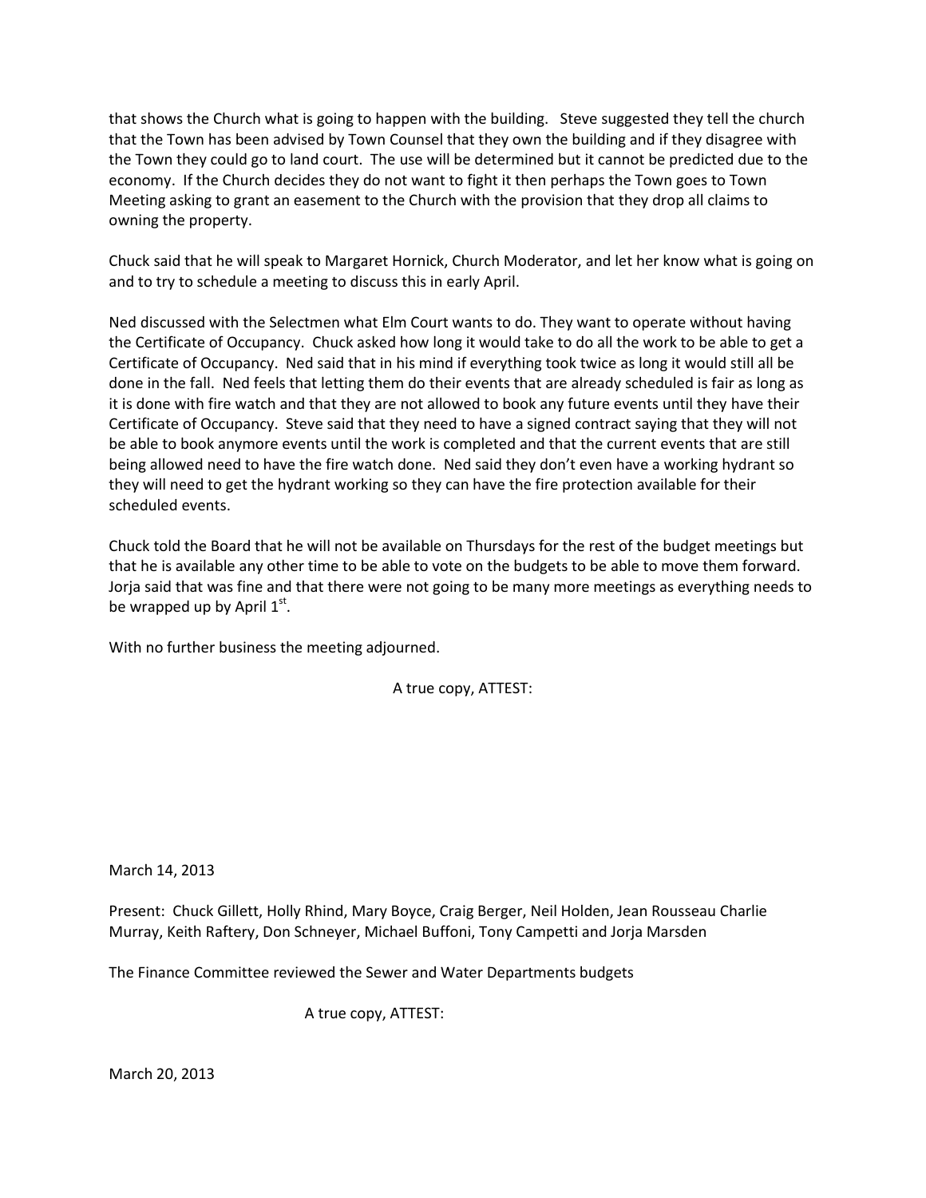that shows the Church what is going to happen with the building. Steve suggested they tell the church that the Town has been advised by Town Counsel that they own the building and if they disagree with the Town they could go to land court. The use will be determined but it cannot be predicted due to the economy. If the Church decides they do not want to fight it then perhaps the Town goes to Town Meeting asking to grant an easement to the Church with the provision that they drop all claims to owning the property.

Chuck said that he will speak to Margaret Hornick, Church Moderator, and let her know what is going on and to try to schedule a meeting to discuss this in early April.

Ned discussed with the Selectmen what Elm Court wants to do. They want to operate without having the Certificate of Occupancy. Chuck asked how long it would take to do all the work to be able to get a Certificate of Occupancy. Ned said that in his mind if everything took twice as long it would still all be done in the fall. Ned feels that letting them do their events that are already scheduled is fair as long as it is done with fire watch and that they are not allowed to book any future events until they have their Certificate of Occupancy. Steve said that they need to have a signed contract saying that they will not be able to book anymore events until the work is completed and that the current events that are still being allowed need to have the fire watch done. Ned said they don't even have a working hydrant so they will need to get the hydrant working so they can have the fire protection available for their scheduled events.

Chuck told the Board that he will not be available on Thursdays for the rest of the budget meetings but that he is available any other time to be able to vote on the budgets to be able to move them forward. Jorja said that was fine and that there were not going to be many more meetings as everything needs to be wrapped up by April 1st.

With no further business the meeting adjourned.

A true copy, ATTEST:

March 14, 2013

Present: Chuck Gillett, Holly Rhind, Mary Boyce, Craig Berger, Neil Holden, Jean Rousseau Charlie Murray, Keith Raftery, Don Schneyer, Michael Buffoni, Tony Campetti and Jorja Marsden

The Finance Committee reviewed the Sewer and Water Departments budgets

A true copy, ATTEST:

March 20, 2013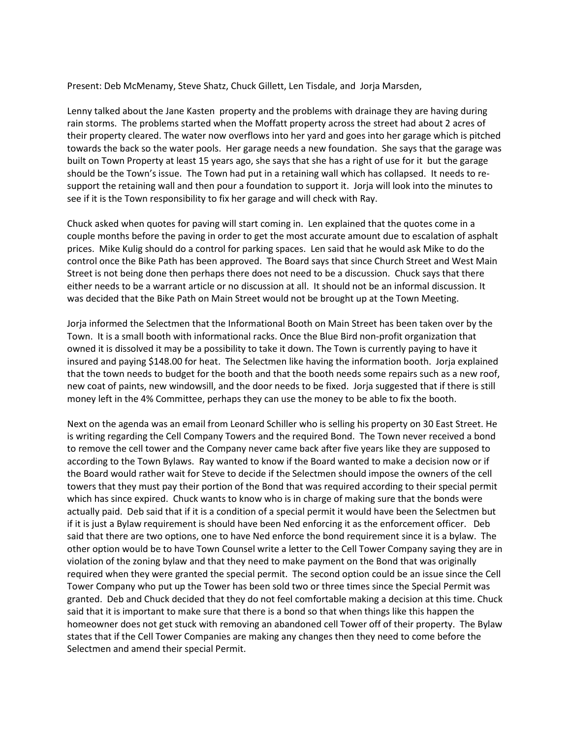Present: Deb McMenamy, Steve Shatz, Chuck Gillett, Len Tisdale, and Jorja Marsden,

Lenny talked about the Jane Kasten property and the problems with drainage they are having during rain storms. The problems started when the Moffatt property across the street had about 2 acres of their property cleared. The water now overflows into her yard and goes into her garage which is pitched towards the back so the water pools. Her garage needs a new foundation. She says that the garage was built on Town Property at least 15 years ago, she says that she has a right of use for it but the garage should be the Town's issue. The Town had put in a retaining wall which has collapsed. It needs to re-support the retaining wall and then pour a foundation to support it. Jorja will look into the minutes to see if it is the Town responsibility to fix her garage and will check with Ray.

Chuck asked when quotes for paving will start coming in. Len explained that the quotes come in a couple months before the paving in order to get the most accurate amount due to escalation of asphalt prices. Mike Kulig should do a control for parking spaces. Len said that he would ask Mike to do the control once the Bike Path has been approved. The Board says that since Church Street and West Main Street is not being done then perhaps there does not need to be a discussion. Chuck says that there either needs to be a warrant article or no discussion at all. It should not be an informal discussion. It was decided that the Bike Path on Main Street would not be brought up at the Town Meeting.

Jorja informed the Selectmen that the Informational Booth on Main Street has been taken over by the Town. It is a small booth with informational racks. Once the Blue Bird non-profit organization that owned it is dissolved it may be a possibility to take it down. The Town is currently paying to have it insured and paying $148.00 for heat. The Selectmen like having the information booth. Jorja explained that the town needs to budget for the booth and that the booth needs some repairs such as a new roof, new coat of paints, new windowsill, and the door needs to be fixed. Jorja suggested that if there is still money left in the 4% Committee, perhaps they can use the money to be able to fix the booth.

Next on the agenda was an email from Leonard Schiller who is selling his property on 30 East Street. He is writing regarding the Cell Company Towers and the required Bond. The Town never received a bond to remove the cell tower and the Company never came back after five years like they are supposed to according to the Town Bylaws. Ray wanted to know if the Board wanted to make a decision now or if the Board would rather wait for Steve to decide if the Selectmen should impose the owners of the cell towers that they must pay their portion of the Bond that was required according to their special permit which has since expired. Chuck wants to know who is in charge of making sure that the bonds were actually paid. Deb said that if it is a condition of a special permit it would have been the Selectmen but if it is just a Bylaw requirement is should have been Ned enforcing it as the enforcement officer. Deb said that there are two options, one to have Ned enforce the bond requirement since it is a bylaw. The other option would be to have Town Counsel write a letter to the Cell Tower Company saying they are in violation of the zoning bylaw and that they need to make payment on the Bond that was originally required when they were granted the special permit. The second option could be an issue since the Cell Tower Company who put up the Tower has been sold two or three times since the Special Permit was granted. Deb and Chuck decided that they do not feel comfortable making a decision at this time. Chuck said that it is important to make sure that there is a bond so that when things like this happen the homeowner does not get stuck with removing an abandoned cell Tower off of their property. The Bylaw states that if the Cell Tower Companies are making any changes then they need to come before the Selectmen and amend their special Permit.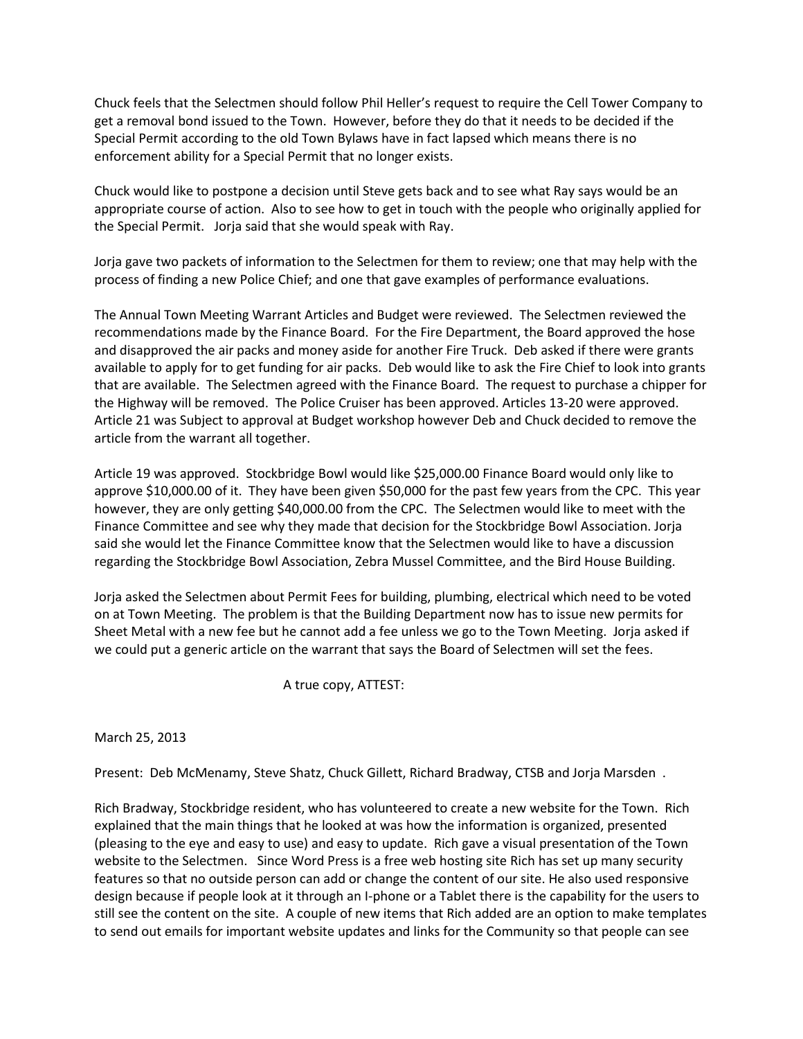Chuck feels that the Selectmen should follow Phil Heller's request to require the Cell Tower Company to get a removal bond issued to the Town. However, before they do that it needs to be decided if the Special Permit according to the old Town Bylaws have in fact lapsed which means there is no enforcement ability for a Special Permit that no longer exists.

Chuck would like to postpone a decision until Steve gets back and to see what Ray says would be an appropriate course of action. Also to see how to get in touch with the people who originally applied for the Special Permit. Jorja said that she would speak with Ray.

Jorja gave two packets of information to the Selectmen for them to review; one that may help with the process of finding a new Police Chief; and one that gave examples of performance evaluations.

The Annual Town Meeting Warrant Articles and Budget were reviewed. The Selectmen reviewed the recommendations made by the Finance Board. For the Fire Department, the Board approved the hose and disapproved the air packs and money aside for another Fire Truck. Deb asked if there were grants available to apply for to get funding for air packs. Deb would like to ask the Fire Chief to look into grants that are available. The Selectmen agreed with the Finance Board. The request to purchase a chipper for the Highway will be removed. The Police Cruiser has been approved. Articles 13-20 were approved. Article 21 was Subject to approval at Budget workshop however Deb and Chuck decided to remove the article from the warrant all together.

Article 19 was approved. Stockbridge Bowl would like $25,000.00 Finance Board would only like to approve $10,000.00 of it. They have been given $50,000 for the past few years from the CPC. This year however, they are only getting $40,000.00 from the CPC. The Selectmen would like to meet with the Finance Committee and see why they made that decision for the Stockbridge Bowl Association. Jorja said she would let the Finance Committee know that the Selectmen would like to have a discussion regarding the Stockbridge Bowl Association, Zebra Mussel Committee, and the Bird House Building.

Jorja asked the Selectmen about Permit Fees for building, plumbing, electrical which need to be voted on at Town Meeting. The problem is that the Building Department now has to issue new permits for Sheet Metal with a new fee but he cannot add a fee unless we go to the Town Meeting. Jorja asked if we could put a generic article on the warrant that says the Board of Selectmen will set the fees.

A true copy, ATTEST:

March 25, 2013

Present: Deb McMenamy, Steve Shatz, Chuck Gillett, Richard Bradway, CTSB and Jorja Marsden .

Rich Bradway, Stockbridge resident, who has volunteered to create a new website for the Town. Rich explained that the main things that he looked at was how the information is organized, presented (pleasing to the eye and easy to use) and easy to update. Rich gave a visual presentation of the Town website to the Selectmen. Since Word Press is a free web hosting site Rich has set up many security features so that no outside person can add or change the content of our site. He also used responsive design because if people look at it through an I-phone or a Tablet there is the capability for the users to still see the content on the site. A couple of new items that Rich added are an option to make templates to send out emails for important website updates and links for the Community so that people can see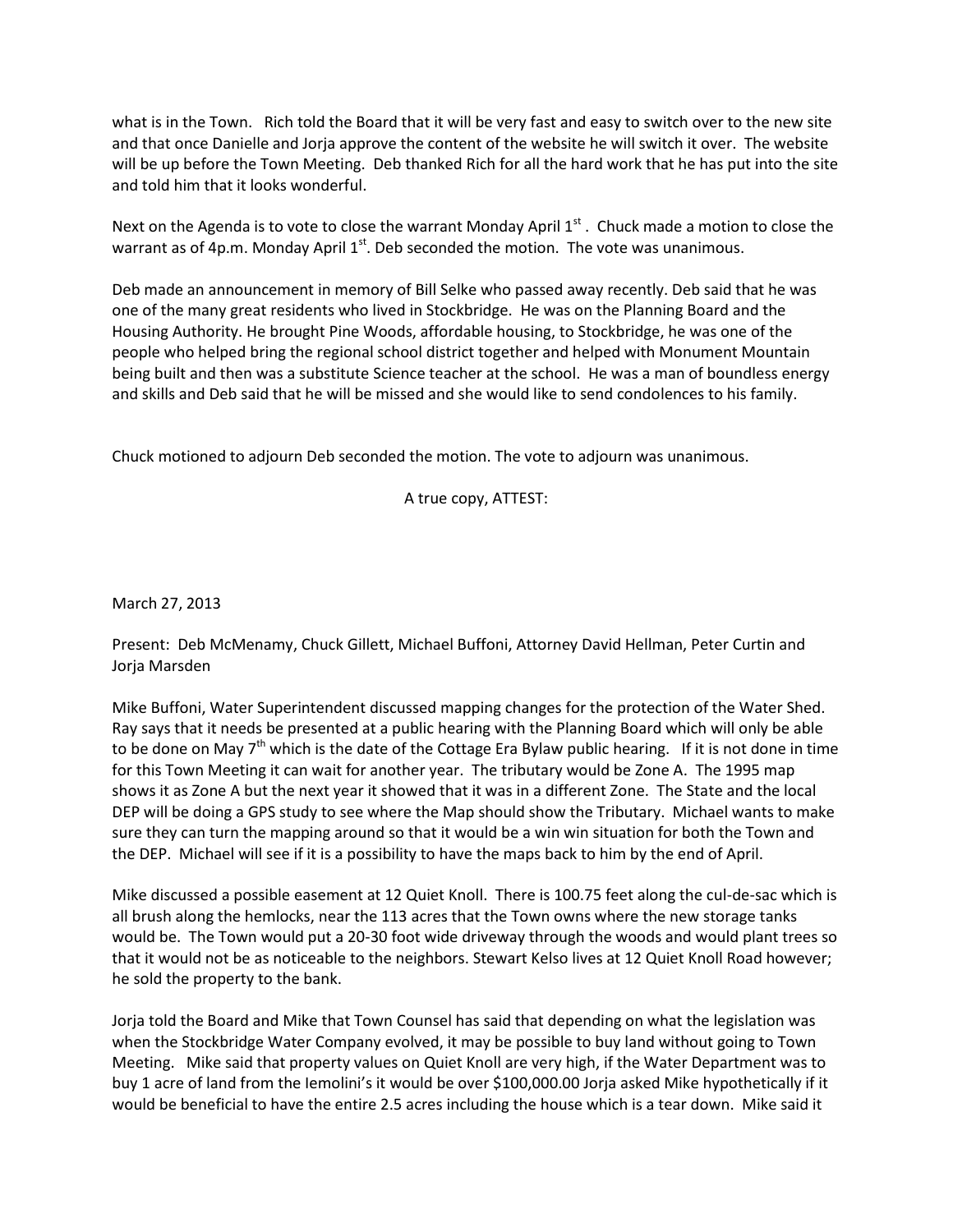what is in the Town. Rich told the Board that it will be very fast and easy to switch over to the new site and that once Danielle and Jorja approve the content of the website he will switch it over. The website will be up before the Town Meeting. Deb thanked Rich for all the hard work that he has put into the site and told him that it looks wonderful.

Next on the Agenda is to vote to close the warrant Monday April 1st. Chuck made a motion to close the warrant as of 4p.m. Monday April 1st. Deb seconded the motion. The vote was unanimous.

Deb made an announcement in memory of Bill Selke who passed away recently. Deb said that he was one of the many great residents who lived in Stockbridge. He was on the Planning Board and the Housing Authority. He brought Pine Woods, affordable housing, to Stockbridge, he was one of the people who helped bring the regional school district together and helped with Monument Mountain being built and then was a substitute Science teacher at the school. He was a man of boundless energy and skills and Deb said that he will be missed and she would like to send condolences to his family.

Chuck motioned to adjourn Deb seconded the motion. The vote to adjourn was unanimous.

A true copy, ATTEST:

March 27, 2013

Present: Deb McMenamy, Chuck Gillett, Michael Buffoni, Attorney David Hellman, Peter Curtin and Jorja Marsden

Mike Buffoni, Water Superintendent discussed mapping changes for the protection of the Water Shed. Ray says that it needs be presented at a public hearing with the Planning Board which will only be able to be done on May 7th which is the date of the Cottage Era Bylaw public hearing. If it is not done in time for this Town Meeting it can wait for another year. The tributary would be Zone A. The 1995 map shows it as Zone A but the next year it showed that it was in a different Zone. The State and the local DEP will be doing a GPS study to see where the Map should show the Tributary. Michael wants to make sure they can turn the mapping around so that it would be a win win situation for both the Town and the DEP. Michael will see if it is a possibility to have the maps back to him by the end of April.

Mike discussed a possible easement at 12 Quiet Knoll. There is 100.75 feet along the cul-de-sac which is all brush along the hemlocks, near the 113 acres that the Town owns where the new storage tanks would be. The Town would put a 20-30 foot wide driveway through the woods and would plant trees so that it would not be as noticeable to the neighbors. Stewart Kelso lives at 12 Quiet Knoll Road however; he sold the property to the bank.

Jorja told the Board and Mike that Town Counsel has said that depending on what the legislation was when the Stockbridge Water Company evolved, it may be possible to buy land without going to Town Meeting. Mike said that property values on Quiet Knoll are very high, if the Water Department was to buy 1 acre of land from the Iemolini's it would be over $100,000.00 Jorja asked Mike hypothetically if it would be beneficial to have the entire 2.5 acres including the house which is a tear down. Mike said it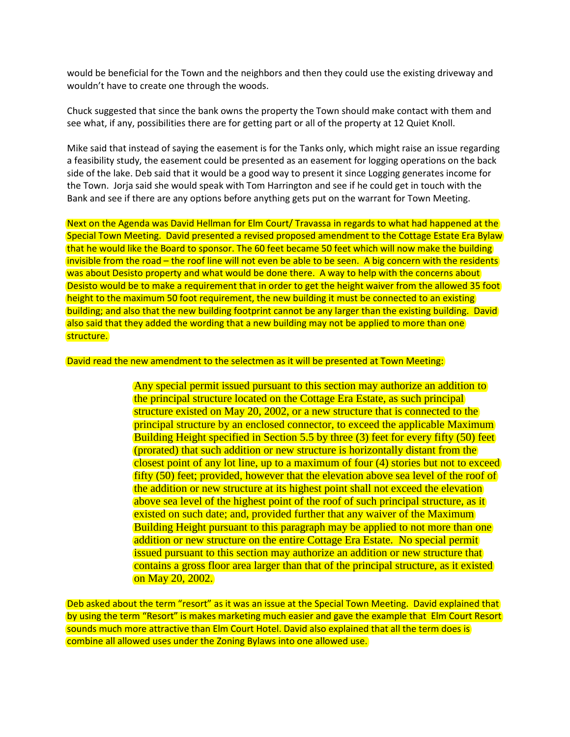would be beneficial for the Town and the neighbors and then they could use the existing driveway and wouldn't have to create one through the woods.

Chuck suggested that since the bank owns the property the Town should make contact with them and see what, if any, possibilities there are for getting part or all of the property at 12 Quiet Knoll.

Mike said that instead of saying the easement is for the Tanks only, which might raise an issue regarding a feasibility study, the easement could be presented as an easement for logging operations on the back side of the lake. Deb said that it would be a good way to present it since Logging generates income for the Town. Jorja said she would speak with Tom Harrington and see if he could get in touch with the Bank and see if there are any options before anything gets put on the warrant for Town Meeting.

Next on the Agenda was David Hellman for Elm Court/ Travassa in regards to what had happened at the Special Town Meeting. David presented a revised proposed amendment to the Cottage Estate Era Bylaw that he would like the Board to sponsor. The 60 feet became 50 feet which will now make the building invisible from the road – the roof line will not even be able to be seen. A big concern with the residents was about Desisto property and what would be done there. A way to help with the concerns about Desisto would be to make a requirement that in order to get the height waiver from the allowed 35 foot height to the maximum 50 foot requirement, the new building it must be connected to an existing building; and also that the new building footprint cannot be any larger than the existing building. David also said that they added the wording that a new building may not be applied to more than one structure.

David read the new amendment to the selectmen as it will be presented at Town Meeting:

> Any special permit issued pursuant to this section may authorize an addition to the principal structure located on the Cottage Era Estate, as such principal structure existed on May 20, 2002, or a new structure that is connected to the principal structure by an enclosed connector, to exceed the applicable Maximum Building Height specified in Section 5.5 by three (3) feet for every fifty (50) feet (prorated) that such addition or new structure is horizontally distant from the closest point of any lot line, up to a maximum of four (4) stories but not to exceed fifty (50) feet; provided, however that the elevation above sea level of the roof of the addition or new structure at its highest point shall not exceed the elevation above sea level of the highest point of the roof of such principal structure, as it existed on such date; and, provided further that any waiver of the Maximum Building Height pursuant to this paragraph may be applied to not more than one addition or new structure on the entire Cottage Era Estate. No special permit issued pursuant to this section may authorize an addition or new structure that contains a gross floor area larger than that of the principal structure, as it existed on May 20, 2002.

Deb asked about the term "resort" as it was an issue at the Special Town Meeting. David explained that by using the term "Resort" is makes marketing much easier and gave the example that Elm Court Resort sounds much more attractive than Elm Court Hotel. David also explained that all the term does is combine all allowed uses under the Zoning Bylaws into one allowed use.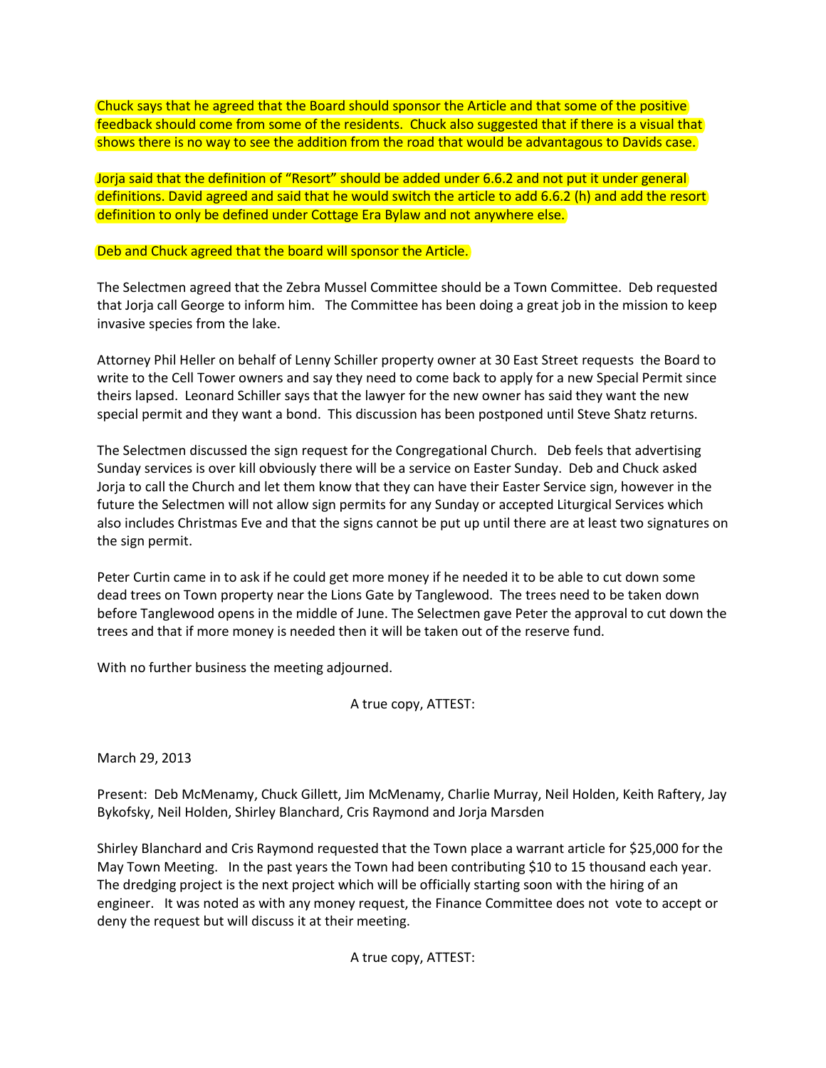Chuck says that he agreed that the Board should sponsor the Article and that some of the positive feedback should come from some of the residents. Chuck also suggested that if there is a visual that shows there is no way to see the addition from the road that would be advantagous to Davids case.

Jorja said that the definition of "Resort" should be added under 6.6.2 and not put it under general definitions. David agreed and said that he would switch the article to add 6.6.2 (h) and add the resort definition to only be defined under Cottage Era Bylaw and not anywhere else.

Deb and Chuck agreed that the board will sponsor the Article.

The Selectmen agreed that the Zebra Mussel Committee should be a Town Committee. Deb requested that Jorja call George to inform him. The Committee has been doing a great job in the mission to keep invasive species from the lake.

Attorney Phil Heller on behalf of Lenny Schiller property owner at 30 East Street requests the Board to write to the Cell Tower owners and say they need to come back to apply for a new Special Permit since theirs lapsed. Leonard Schiller says that the lawyer for the new owner has said they want the new special permit and they want a bond. This discussion has been postponed until Steve Shatz returns.

The Selectmen discussed the sign request for the Congregational Church. Deb feels that advertising Sunday services is over kill obviously there will be a service on Easter Sunday. Deb and Chuck asked Jorja to call the Church and let them know that they can have their Easter Service sign, however in the future the Selectmen will not allow sign permits for any Sunday or accepted Liturgical Services which also includes Christmas Eve and that the signs cannot be put up until there are at least two signatures on the sign permit.

Peter Curtin came in to ask if he could get more money if he needed it to be able to cut down some dead trees on Town property near the Lions Gate by Tanglewood. The trees need to be taken down before Tanglewood opens in the middle of June. The Selectmen gave Peter the approval to cut down the trees and that if more money is needed then it will be taken out of the reserve fund.

With no further business the meeting adjourned.

A true copy, ATTEST:

March 29, 2013

Present: Deb McMenamy, Chuck Gillett, Jim McMenamy, Charlie Murray, Neil Holden, Keith Raftery, Jay Bykofsky, Neil Holden, Shirley Blanchard, Cris Raymond and Jorja Marsden

Shirley Blanchard and Cris Raymond requested that the Town place a warrant article for $25,000 for the May Town Meeting. In the past years the Town had been contributing $10 to 15 thousand each year. The dredging project is the next project which will be officially starting soon with the hiring of an engineer. It was noted as with any money request, the Finance Committee does not vote to accept or deny the request but will discuss it at their meeting.

A true copy, ATTEST: